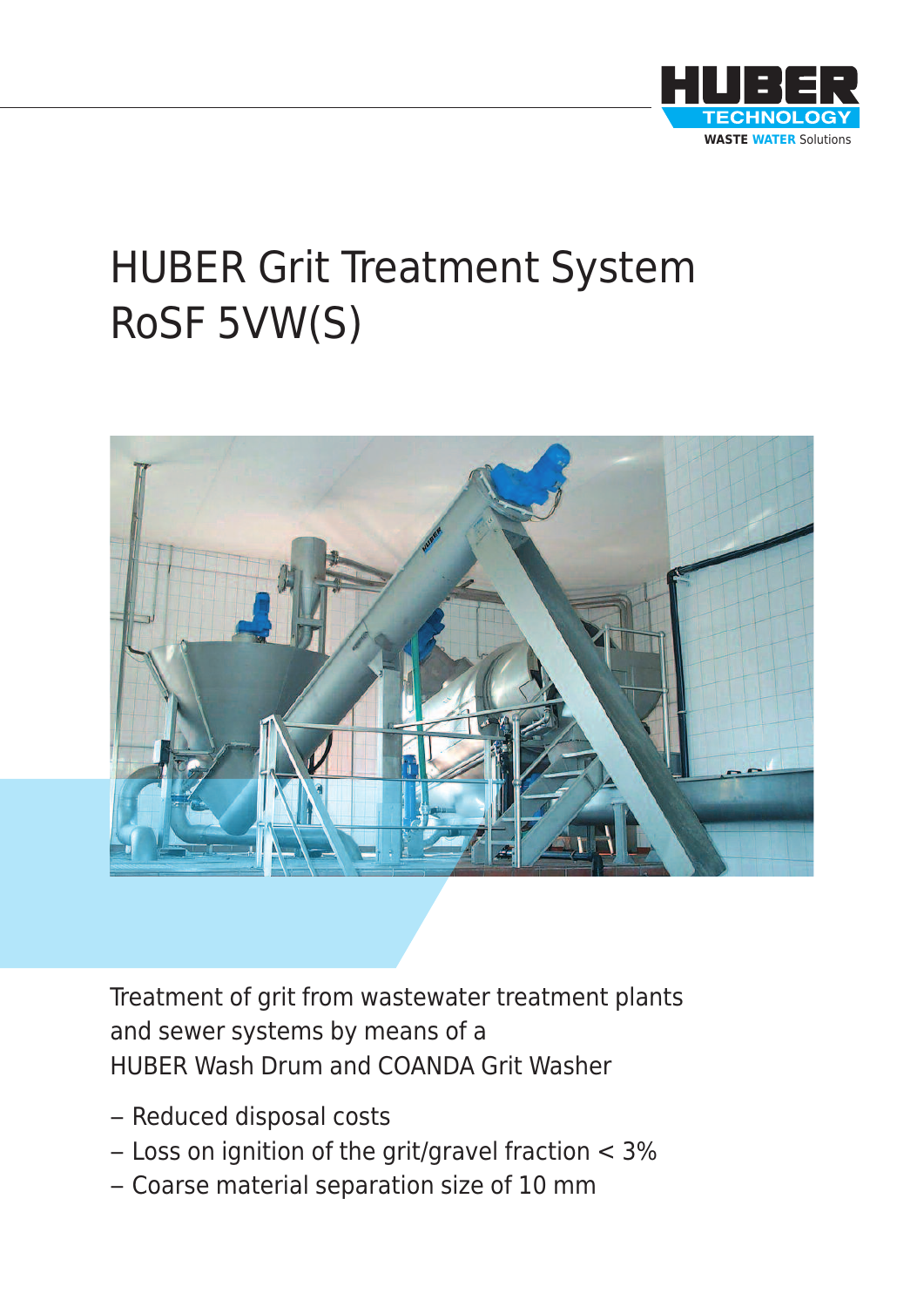# HUBER Grit Treatment System RoSF 5VW(S)

Treatment of grit from wastewater treatment plants and sewer systems by means of a HUBER Wash Drum and COANDA Grit Washer

- Reduced disposal costs
- Loss on ignition of the grit/gravel fraction < 3%
- Coarse material separation size of 10 mm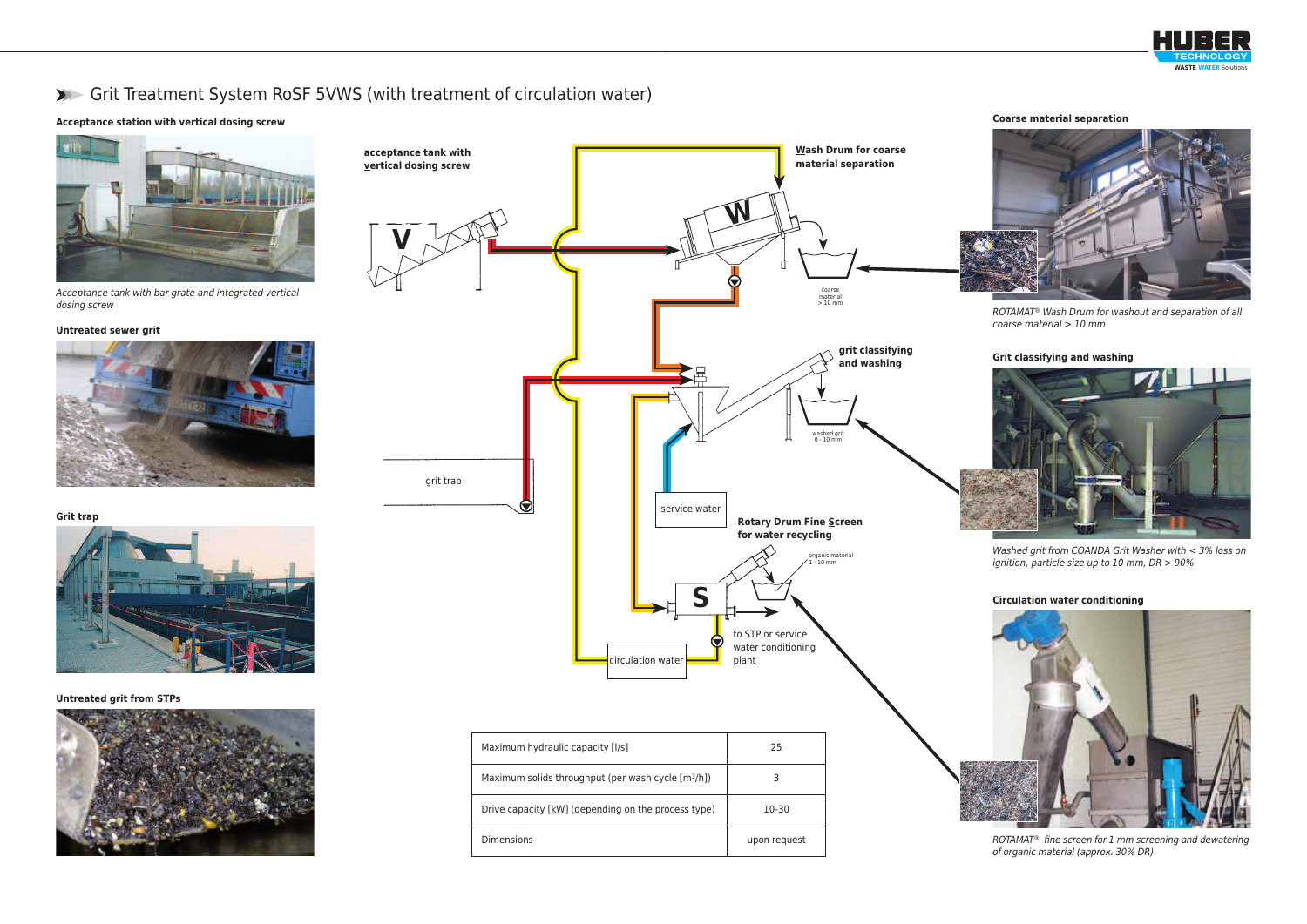# Grit Treatment System RoSF 5VWS (with treatment of circulation water)

**Acceptance station with vertical dosing screw**

*Acceptance tank with bar grate and integrated vertical dosing screw*

**Untreated sewer grit**

**Grit trap**

**Untreated grit from STPs**

**acceptance tank with vertical dosing screw**

**Wash Drum for coarse material separation**

coarse material > 10 mm

**grit classifying and washing**

washed grit 0 - 10 mm

grit trap

service water

**Rotary Drum Fine Screen for water recycling**

organic material 1 - 10 mm

circulation water

to STP or service water conditioning plant

| Maximum hydraulic capacity [l/s] | 25 |
|---|---|
| Maximum solids throughput (per wash cycle [m³/h]) | 3 |
| Drive capacity [kW] (depending on the process type) | 10-30 |
| Dimensions | upon request |

**Coarse material separation**

*ROTAMAT® Wash Drum for washout and separation of all coarse material > 10 mm*

**Grit classifying and washing**

*Washed grit from COANDA Grit Washer with < 3% loss on ignition, particle size up to 10 mm, DR > 90%*

**Circulation water conditioning**

*ROTAMAT® fine screen for 1 mm screening and dewatering of organic material (approx. 30% DR)*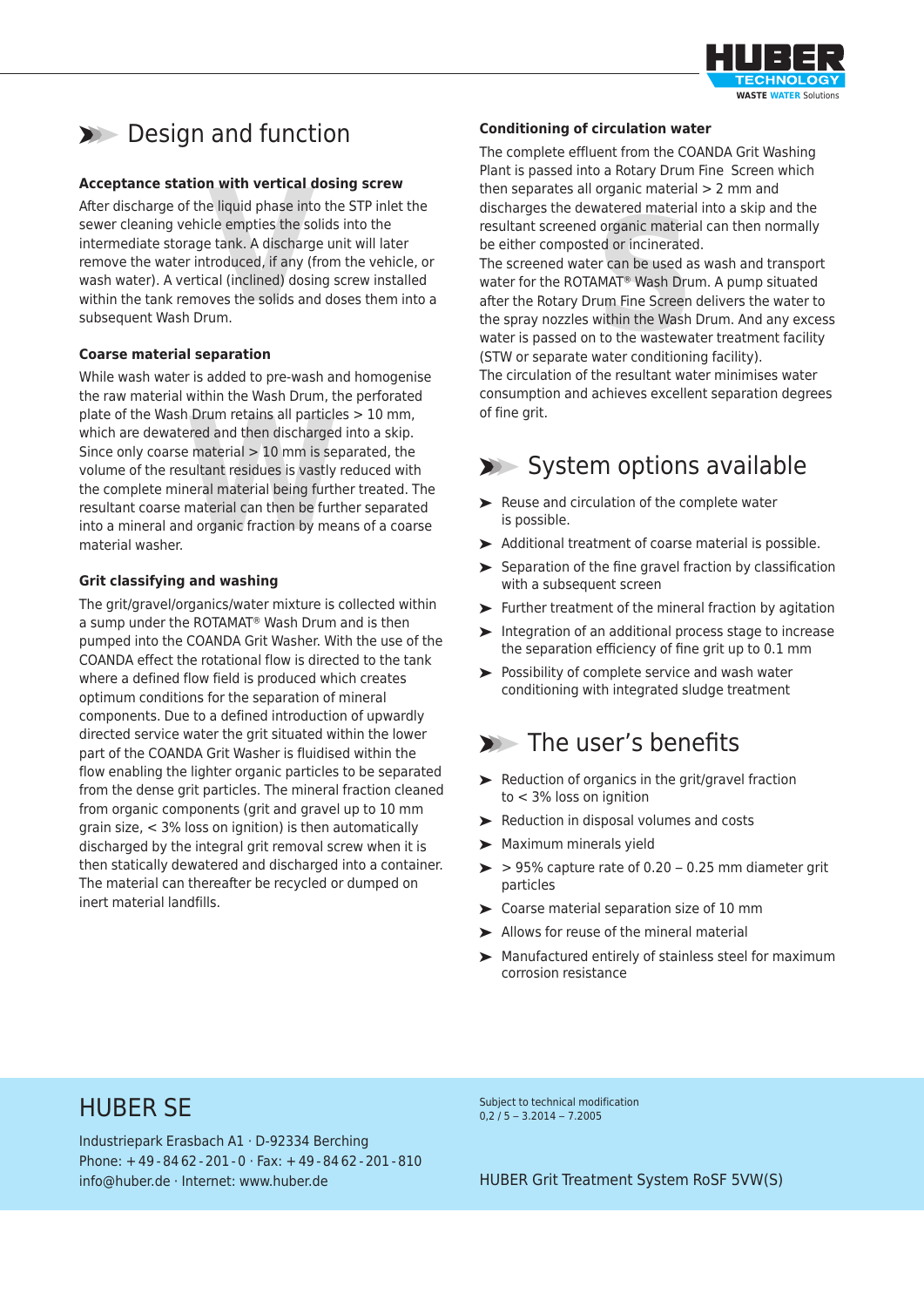## Design and function

### Acceptance station with vertical dosing screw

After discharge of the liquid phase into the STP inlet the sewer cleaning vehicle empties the solids into the intermediate storage tank. A discharge unit will later remove the water introduced, if any (from the vehicle, or wash water). A vertical (inclined) dosing screw installed within the tank removes the solids and doses them into a subsequent Wash Drum.

### Coarse material separation

While wash water is added to pre-wash and homogenise the raw material within the Wash Drum, the perforated plate of the Wash Drum retains all particles > 10 mm, which are dewatered and then discharged into a skip. Since only coarse material > 10 mm is separated, the volume of the resultant residues is vastly reduced with the complete mineral material being further treated. The resultant coarse material can then be further separated into a mineral and organic fraction by means of a coarse material washer.

### Grit classifying and washing

The grit/gravel/organics/water mixture is collected within a sump under the ROTAMAT® Wash Drum and is then pumped into the COANDA Grit Washer. With the use of the COANDA effect the rotational flow is directed to the tank where a defined flow field is produced which creates optimum conditions for the separation of mineral components. Due to a defined introduction of upwardly directed service water the grit situated within the lower part of the COANDA Grit Washer is fluidised within the flow enabling the lighter organic particles to be separated from the dense grit particles. The mineral fraction cleaned from organic components (grit and gravel up to 10 mm grain size, < 3% loss on ignition) is then automatically discharged by the integral grit removal screw when it is then statically dewatered and discharged into a container. The material can thereafter be recycled or dumped on inert material landfills.

### Conditioning of circulation water

The complete effluent from the COANDA Grit Washing Plant is passed into a Rotary Drum Fine Screen which then separates all organic material > 2 mm and discharges the dewatered material into a skip and the resultant screened organic material can then normally be either composted or incinerated.
The screened water can be used as wash and transport water for the ROTAMAT® Wash Drum. A pump situated after the Rotary Drum Fine Screen delivers the water to the spray nozzles within the Wash Drum. And any excess water is passed on to the wastewater treatment facility (STW or separate water conditioning facility).
The circulation of the resultant water minimises water consumption and achieves excellent separation degrees of fine grit.

## System options available

- Reuse and circulation of the complete water is possible.
- Additional treatment of coarse material is possible.
- Separation of the fine gravel fraction by classification with a subsequent screen
- Further treatment of the mineral fraction by agitation
- Integration of an additional process stage to increase the separation efficiency of fine grit up to 0.1 mm
- Possibility of complete service and wash water conditioning with integrated sludge treatment

## The user's benefits

- Reduction of organics in the grit/gravel fraction to < 3% loss on ignition
- Reduction in disposal volumes and costs
- Maximum minerals yield
- > 95% capture rate of 0.20 – 0.25 mm diameter grit particles
- Coarse material separation size of 10 mm
- Allows for reuse of the mineral material
- Manufactured entirely of stainless steel for maximum corrosion resistance

HUBER SE

Industriepark Erasbach A1 · D-92334 Berching
Phone: + 49 - 84 62 - 201 - 0 · Fax: + 49 - 84 62 - 201 - 810
info@huber.de · Internet: www.huber.de

Subject to technical modification
0,2 / 5 – 3.2014 – 7.2005

HUBER Grit Treatment System RoSF 5VW(S)